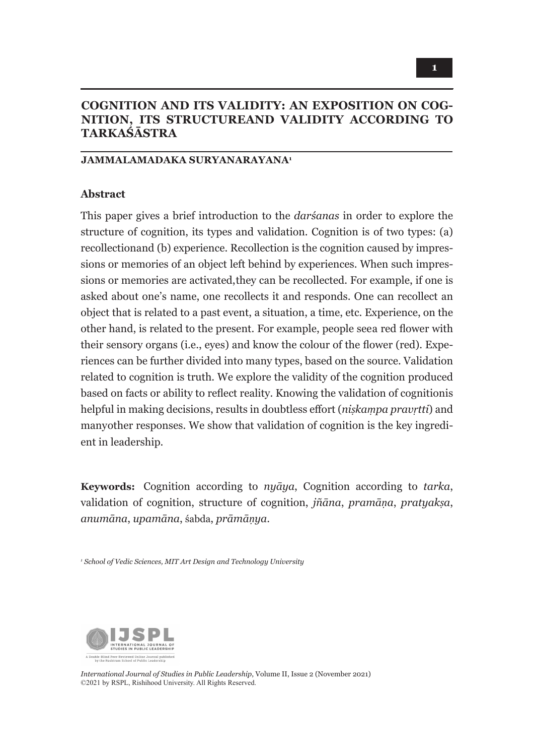# COGNITION AND ITS VALIDITY: AN EXPOSITION ON COGNITION, ITS STRUCTUREAND VALIDITY ACCORDING TO TARKAŚĀSTRA

**JAMMALAMADAKA SURYANARAYANA**[1]

## Abstract

This paper gives a brief introduction to the *darśanas* in order to explore the structure of cognition, its types and validation. Cognition is of two types: (a) recollectionand (b) experience. Recollection is the cognition caused by impressions or memories of an object left behind by experiences. When such impressions or memories are activated,they can be recollected. For example, if one is asked about one's name, one recollects it and responds. One can recollect an object that is related to a past event, a situation, a time, etc. Experience, on the other hand, is related to the present. For example, people seea red flower with their sensory organs (i.e., eyes) and know the colour of the flower (red). Experiences can be further divided into many types, based on the source. Validation related to cognition is truth. We explore the validity of the cognition produced based on facts or ability to reflect reality. Knowing the validation of cognitionis helpful in making decisions, results in doubtless effort (*niṣkaṃpa pravṛtti*) and manyother responses. We show that validation of cognition is the key ingredient in leadership.

**Keywords:** Cognition according to *nyāya*, Cognition according to *tarka*, validation of cognition, structure of cognition, *jñāna*, *pramāṇa*, *pratyakṣa*, *anumāna*, *upamāna*, śabda, *prāmāṇya*.

[1] *School of Vedic Sciences, MIT Art Design and Technology University*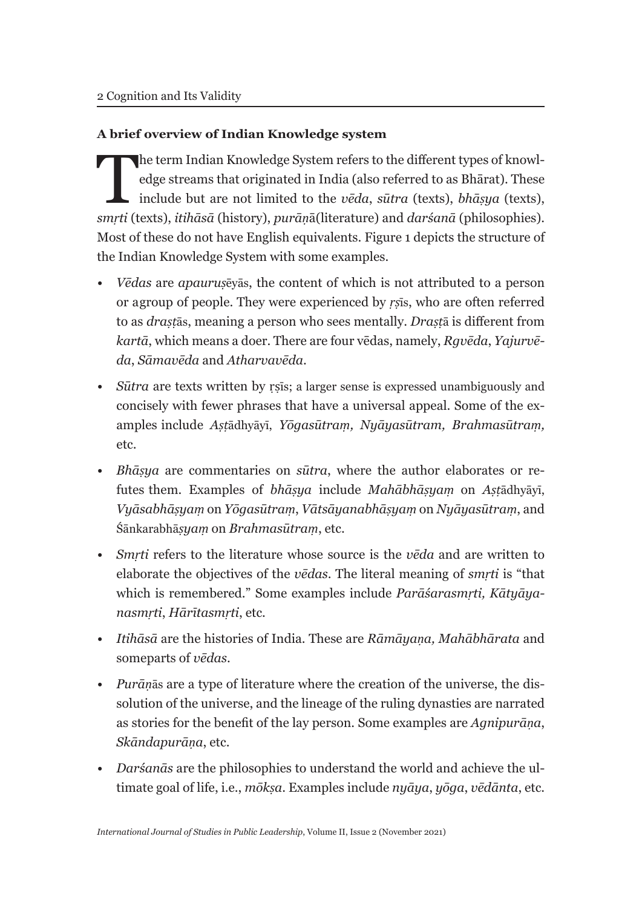**A brief overview of Indian Knowledge system**

The term Indian Knowledge System refers to the different types of knowledge streams that originated in India (also referred to as Bhārat). These include but are not limited to the *vēda*, *sūtra* (texts), *bhāṣya* (texts), *smṛti* (texts), *itihāsā* (history), *purāṇ*ā(literature) and *darśanā* (philosophies). Most of these do not have English equivalents. Figure 1 depicts the structure of the Indian Knowledge System with some examples.

- *Vēdas* are *apauruṣ*ēyās, the content of which is not attributed to a person or agroup of people. They were experienced by *ṛṣ*īs, who are often referred to as *draṣṭ*ās, meaning a person who sees mentally. *Draṣṭ*ā is different from *kartā*, which means a doer. There are four vēdas, namely, *Rgvēda*, *Yajurvēda*, *Sāmavēda* and *Atharvavēda*.
- *Sūtra* are texts written by ṛṣīs; a larger sense is expressed unambiguously and concisely with fewer phrases that have a universal appeal. Some of the examples include *Aṣṭ*ādhyāyī, *Yōgasūtraṃ, Nyāyasūtram, Brahmasūtraṃ,* etc.
- *Bhāṣya* are commentaries on *sūtra*, where the author elaborates or refutes them. Examples of *bhāṣya* include *Mahābhāṣyaṃ* on *Aṣṭ*ādhyāyī, *Vyāsabhāṣyaṃ* on *Yōgasūtraṃ*, *Vātsāyanabhāṣyaṃ* on *Nyāyasūtraṃ*, and Śānkarabhā*ṣyaṃ* on *Brahmasūtraṃ*, etc.
- *Smṛti* refers to the literature whose source is the *vēda* and are written to elaborate the objectives of the *vēdas*. The literal meaning of *smṛti* is "that which is remembered." Some examples include *Parāśarasmṛti, Kātyāyanasmṛti*, *Hārītasmṛti*, etc.
- *Itihāsā* are the histories of India. These are *Rāmāyaṇa, Mahābhārata* and someparts of *vēdas*.
- *Purāṇ*ās are a type of literature where the creation of the universe, the dissolution of the universe, and the lineage of the ruling dynasties are narrated as stories for the benefit of the lay person. Some examples are *Agnipurāṇa*, *Skāndapurāṇa*, etc.
- *Darśanās* are the philosophies to understand the world and achieve the ultimate goal of life, i.e., *mōkṣa*. Examples include *nyāya*, *yōga*, *vēdānta*, etc.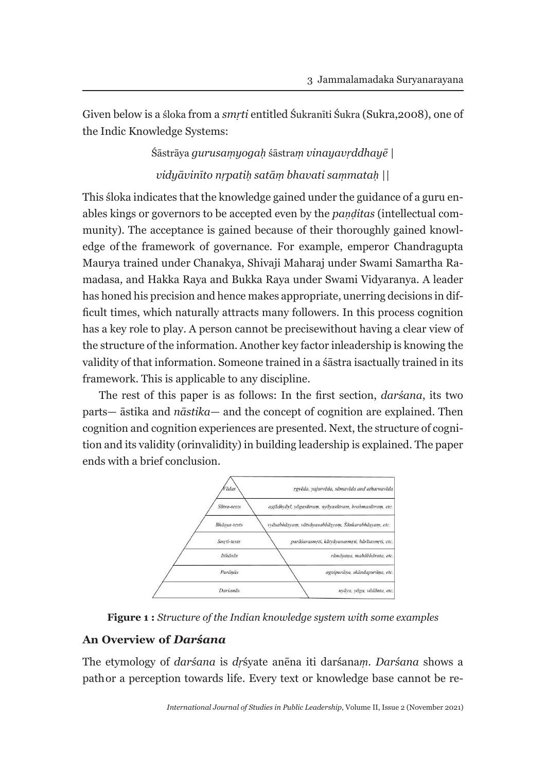Given below is a śloka from a *smṛti* entitled Śukranīti Śukra (Sukra,2008), one of the Indic Knowledge Systems:

> Śāstrāya *gurusaṃyogaḥ* śāstraṃ *vinayavṛddhayē |*
>
> *vidyāvinīto nṛpatiḥ satāṃ bhavati saṃmataḥ ||*

This śloka indicates that the knowledge gained under the guidance of a guru enables kings or governors to be accepted even by the *paṇḍitas* (intellectual community). The acceptance is gained because of their thoroughly gained knowledge of the framework of governance. For example, emperor Chandragupta Maurya trained under Chanakya, Shivaji Maharaj under Swami Samartha Ramadasa, and Hakka Raya and Bukka Raya under Swami Vidyaranya. A leader has honed his precision and hence makes appropriate, unerring decisions in difficult times, which naturally attracts many followers. In this process cognition has a key role to play. A person cannot be precisewithout having a clear view of the structure of the information. Another key factor inleadership is knowing the validity of that information. Someone trained in a śāstra isactually trained in its framework. This is applicable to any discipline.

The rest of this paper is as follows: In the first section, *darśana*, its two parts— āstika and *nāstika*— and the concept of cognition are explained. Then cognition and cognition experiences are presented. Next, the structure of cognition and its validity (orinvalidity) in building leadership is explained. The paper ends with a brief conclusion.

| | |
|---|---|
| *Vēdas* | *ṛgvēda, yajurvēda, sāmavēda and atharvavēda* |
| *Sūtra-texts* | *aṣṭādhyāyī, yōgasūtraṃ, nyāyasūtram, brahmasūtraṃ, etc.* |
| *Bhāṣya-texts* | *vyāsabhāṣyaṃ, vātsāyanabhāṣyaṃ, Śānkarabhāṣyaṃ, etc.* |
| *Smṛti-texts* | *parāśarasmṛti, kātyāyanasmṛti, hārītasmṛti, etc.* |
| *Itihāsās* | *rāmāyaṇa, mahābhārata, etc.* |
| *Purāṇās* | *agnipurāṇa, skāndapurāṇa, etc.* |
| *Darśanās* | *nyāya, yōga, vēdānta, etc.* |

**Figure 1 :** *Structure of the Indian knowledge system with some examples*

### An Overview of *Darśana*

The etymology of *darśana* is *dṛ*śyate anēna iti darśana*ṃ*. *Darśana* shows a pathor a perception towards life. Every text or knowledge base cannot be re-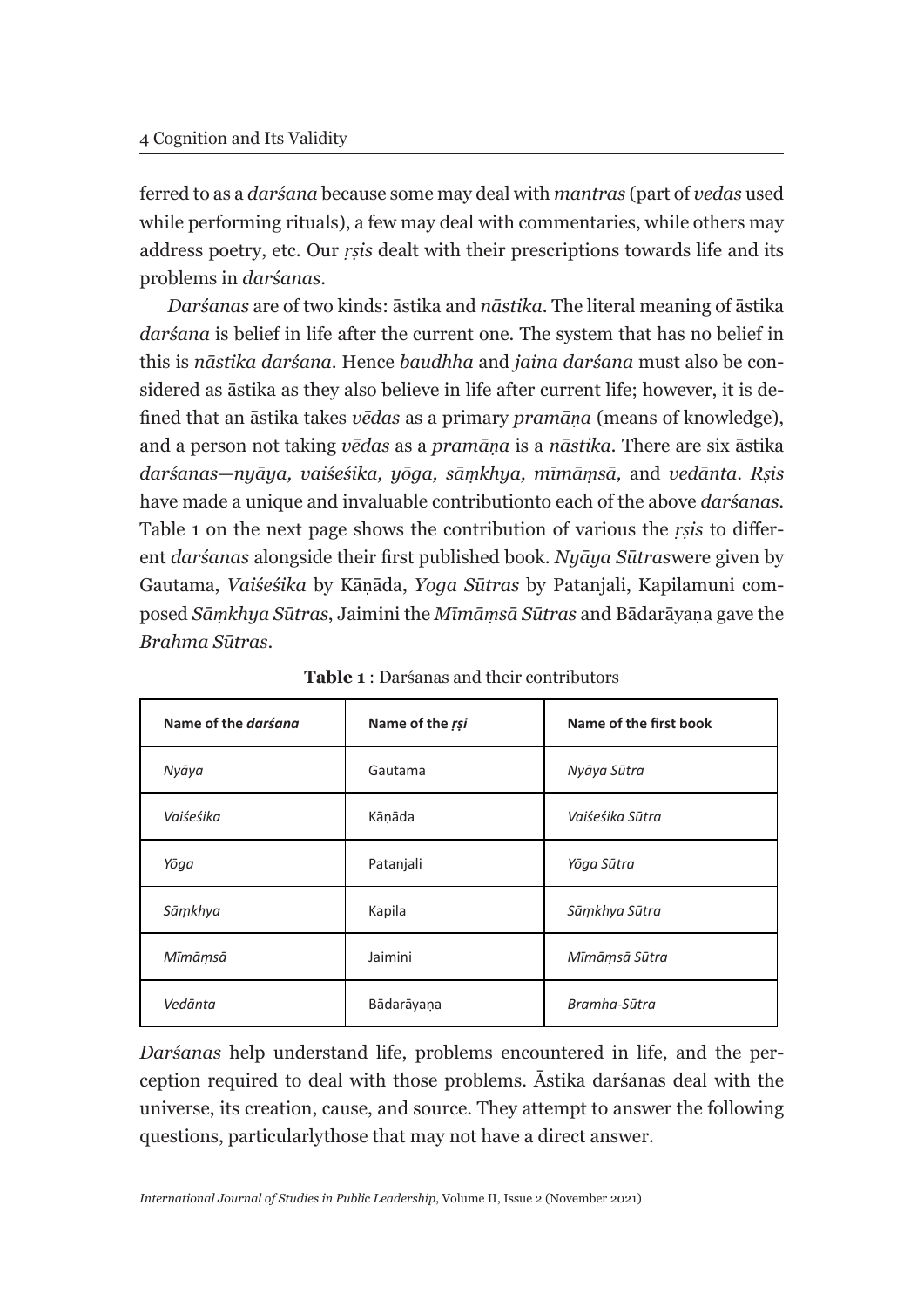ferred to as a *darśana* because some may deal with *mantras* (part of *vedas* used while performing rituals), a few may deal with commentaries, while others may address poetry, etc. Our *ṛṣis* dealt with their prescriptions towards life and its problems in *darśanas*.

*Darśanas* are of two kinds: āstika and *nāstika*. The literal meaning of āstika *darśana* is belief in life after the current one. The system that has no belief in this is *nāstika darśana*. Hence *baudhha* and *jaina darśana* must also be considered as āstika as they also believe in life after current life; however, it is defined that an āstika takes *vēdas* as a primary *pramāṇa* (means of knowledge), and a person not taking *vēdas* as a *pramāṇa* is a *nāstika*. There are six āstika *darśanas—nyāya, vaiśeśika, yōga, sāṃkhya, mīmāṃsā,* and *vedānta*. *Ṛṣis* have made a unique and invaluable contributionto each of the above *darśanas*. Table 1 on the next page shows the contribution of various the *ṛṣis* to different *darśanas* alongside their first published book. *Nyāya Sūtras*were given by Gautama, *Vaiśeśika* by Kāṇāda, *Yoga Sūtras* by Patanjali, Kapilamuni composed *Sāṃkhya Sūtras*, Jaimini the *Mīmāṃsā Sūtras* and Bādarāyaṇa gave the *Brahma Sūtras*.

**Table 1** : Darśanas and their contributors

| Name of the *darśana* | Name of the *ṛṣi* | Name of the first book |
|---|---|---|
| *Nyāya* | Gautama | *Nyāya Sūtra* |
| *Vaiśeśika* | Kāṇāda | *Vaiśeśika Sūtra* |
| *Yōga* | Patanjali | *Yōga Sūtra* |
| *Sāṃkhya* | Kapila | *Sāṃkhya Sūtra* |
| *Mīmāṃsā* | Jaimini | *Mīmāṃsā Sūtra* |
| *Vedānta* | Bādarāyaṇa | *Bramha-Sūtra* |

*Darśanas* help understand life, problems encountered in life, and the perception required to deal with those problems. Āstika darśanas deal with the universe, its creation, cause, and source. They attempt to answer the following questions, particularlythose that may not have a direct answer.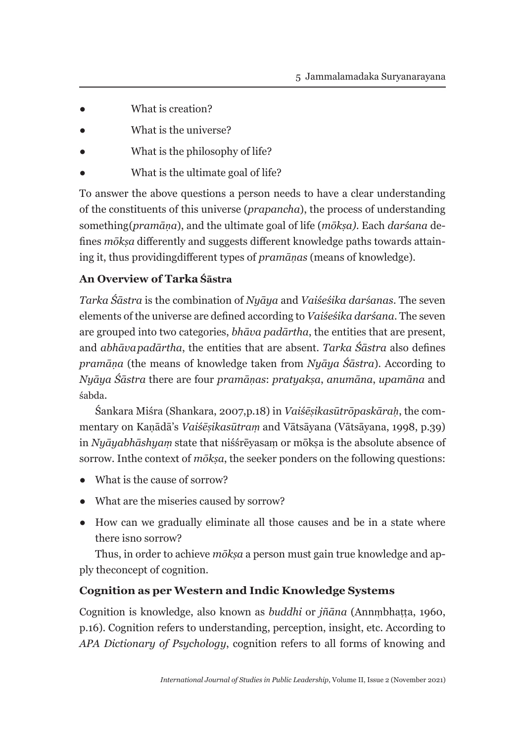- What is creation?
- What is the universe?
- What is the philosophy of life?
- What is the ultimate goal of life?

To answer the above questions a person needs to have a clear understanding of the constituents of this universe (*prapancha*), the process of understanding something(*pramāṇa*), and the ultimate goal of life (*mōkṣa)*. Each *darśana* defines *mōkṣa* differently and suggests different knowledge paths towards attaining it, thus providingdifferent types of *pramāṇas* (means of knowledge).

### An Overview of Tarka Śāstra

*Tarka Śāstra* is the combination of *Nyāya* and *Vaiśeśika darśanas*. The seven elements of the universe are defined according to *Vaiśeśika darśana*. The seven are grouped into two categories, *bhāva padārtha*, the entities that are present, and *abhāvapadārtha*, the entities that are absent. *Tarka Śāstra* also defines *pramāṇa* (the means of knowledge taken from *Nyāya Śāstra*). According to *Nyāya Śāstra* there are four *pramāṇas*: *pratyakṣa*, *anumāna*, *upamāna* and śabda.

Śankara Miśra (Shankara, 2007,p.18) in *Vaiśēṣikasūtrōpaskāraḥ*, the commentary on Kaṇādā's *Vaiśēṣikasūtraṃ* and Vātsāyana (Vātsāyana, 1998, p.39) in *Nyāyabhāshyaṃ* state that niśśrēyasaṃ or mōkṣa is the absolute absence of sorrow. Inthe context of *mōkṣa*, the seeker ponders on the following questions:

- What is the cause of sorrow?
- What are the miseries caused by sorrow?
- How can we gradually eliminate all those causes and be in a state where there isno sorrow?

Thus, in order to achieve *mōkṣa* a person must gain true knowledge and apply theconcept of cognition.

### Cognition as per Western and Indic Knowledge Systems

Cognition is knowledge, also known as *buddhi* or *jñāna* (Annṃbhaṭṭa, 1960, p.16). Cognition refers to understanding, perception, insight, etc. According to *APA Dictionary of Psychology*, cognition refers to all forms of knowing and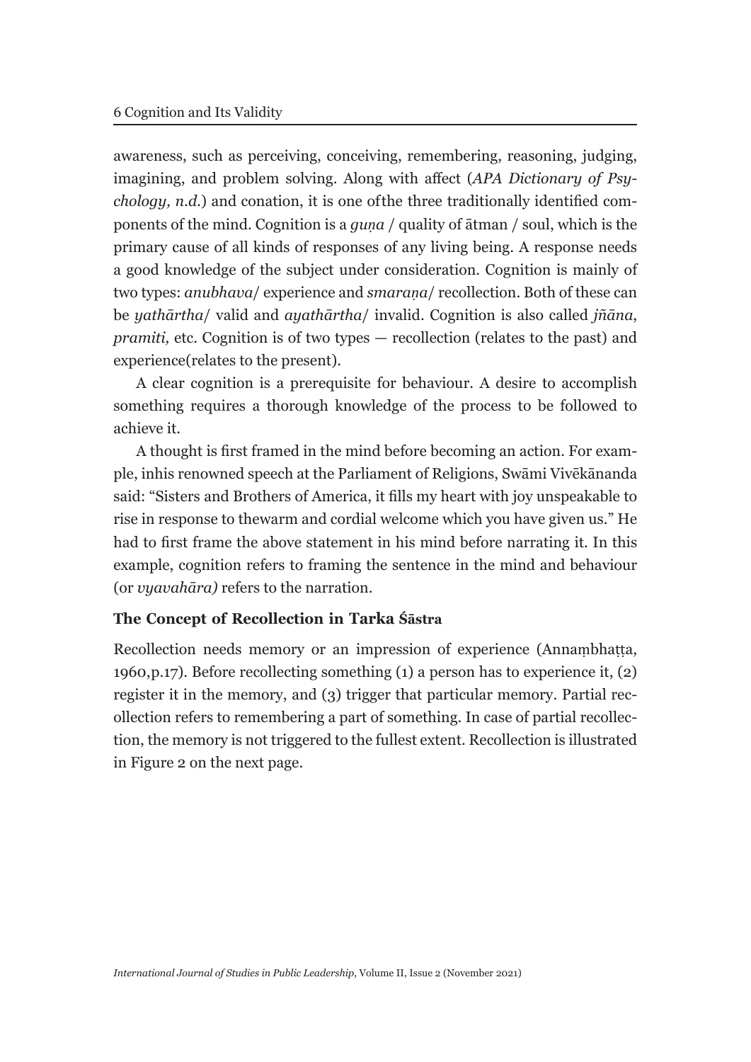awareness, such as perceiving, conceiving, remembering, reasoning, judging, imagining, and problem solving. Along with affect (*APA Dictionary of Psychology, n.d.*) and conation, it is one ofthe three traditionally identified components of the mind. Cognition is a *guṇa* / quality of ātman / soul, which is the primary cause of all kinds of responses of any living being. A response needs a good knowledge of the subject under consideration. Cognition is mainly of two types: *anubhava*/ experience and *smaraṇa*/ recollection. Both of these can be *yathārtha*/ valid and *ayathārtha*/ invalid. Cognition is also called *jñāna*, *pramiti,* etc. Cognition is of two types — recollection (relates to the past) and experience(relates to the present).

A clear cognition is a prerequisite for behaviour. A desire to accomplish something requires a thorough knowledge of the process to be followed to achieve it.

A thought is first framed in the mind before becoming an action. For example, inhis renowned speech at the Parliament of Religions, Swāmi Vivēkānanda said: "Sisters and Brothers of America, it fills my heart with joy unspeakable to rise in response to thewarm and cordial welcome which you have given us." He had to first frame the above statement in his mind before narrating it. In this example, cognition refers to framing the sentence in the mind and behaviour (or *vyavahāra)* refers to the narration.

### The Concept of Recollection in Tarka Śāstra

Recollection needs memory or an impression of experience (Annaṃbhaṭṭa, 1960,p.17). Before recollecting something (1) a person has to experience it, (2) register it in the memory, and (3) trigger that particular memory. Partial recollection refers to remembering a part of something. In case of partial recollection, the memory is not triggered to the fullest extent. Recollection is illustrated in Figure 2 on the next page.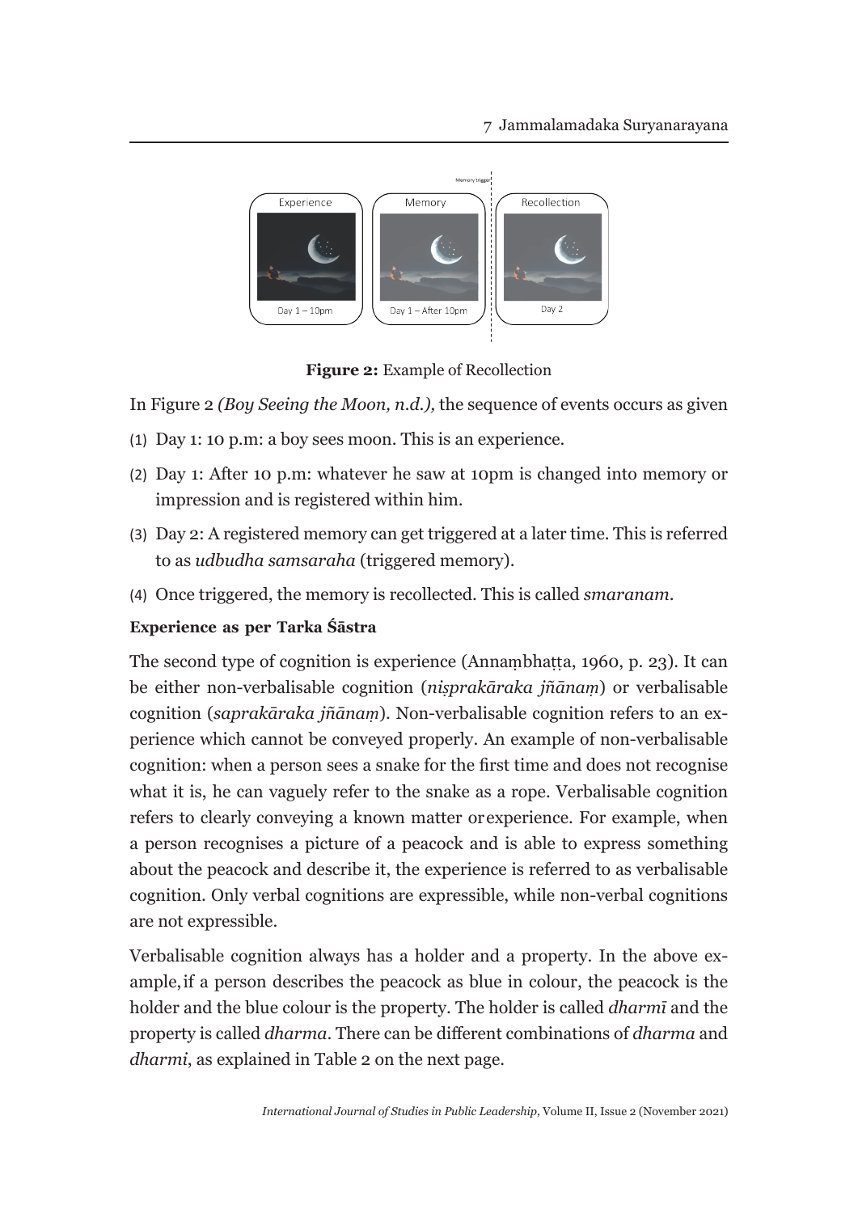**Figure 2:** Example of Recollection

In Figure 2 *(Boy Seeing the Moon, n.d.),* the sequence of events occurs as given

(1) Day 1: 10 p.m: a boy sees moon. This is an experience.
(2) Day 1: After 10 p.m: whatever he saw at 10pm is changed into memory or impression and is registered within him.
(3) Day 2: A registered memory can get triggered at a later time. This is referred to as *udbudha samsaraha* (triggered memory).
(4) Once triggered, the memory is recollected. This is called *smaranam.*

**Experience as per Tarka Śāstra**

The second type of cognition is experience (Annaṃbhaṭṭa, 1960, p. 23). It can be either non-verbalisable cognition (*niṣprakāraka jñānaṃ*) or verbalisable cognition (*saprakāraka jñānaṃ*). Non-verbalisable cognition refers to an experience which cannot be conveyed properly. An example of non-verbalisable cognition: when a person sees a snake for the first time and does not recognise what it is, he can vaguely refer to the snake as a rope. Verbalisable cognition refers to clearly conveying a known matter orexperience. For example, when a person recognises a picture of a peacock and is able to express something about the peacock and describe it, the experience is referred to as verbalisable cognition. Only verbal cognitions are expressible, while non-verbal cognitions are not expressible.

Verbalisable cognition always has a holder and a property. In the above example,if a person describes the peacock as blue in colour, the peacock is the holder and the blue colour is the property. The holder is called *dharmī* and the property is called *dharma*. There can be different combinations of *dharma* and *dharmi*, as explained in Table 2 on the next page.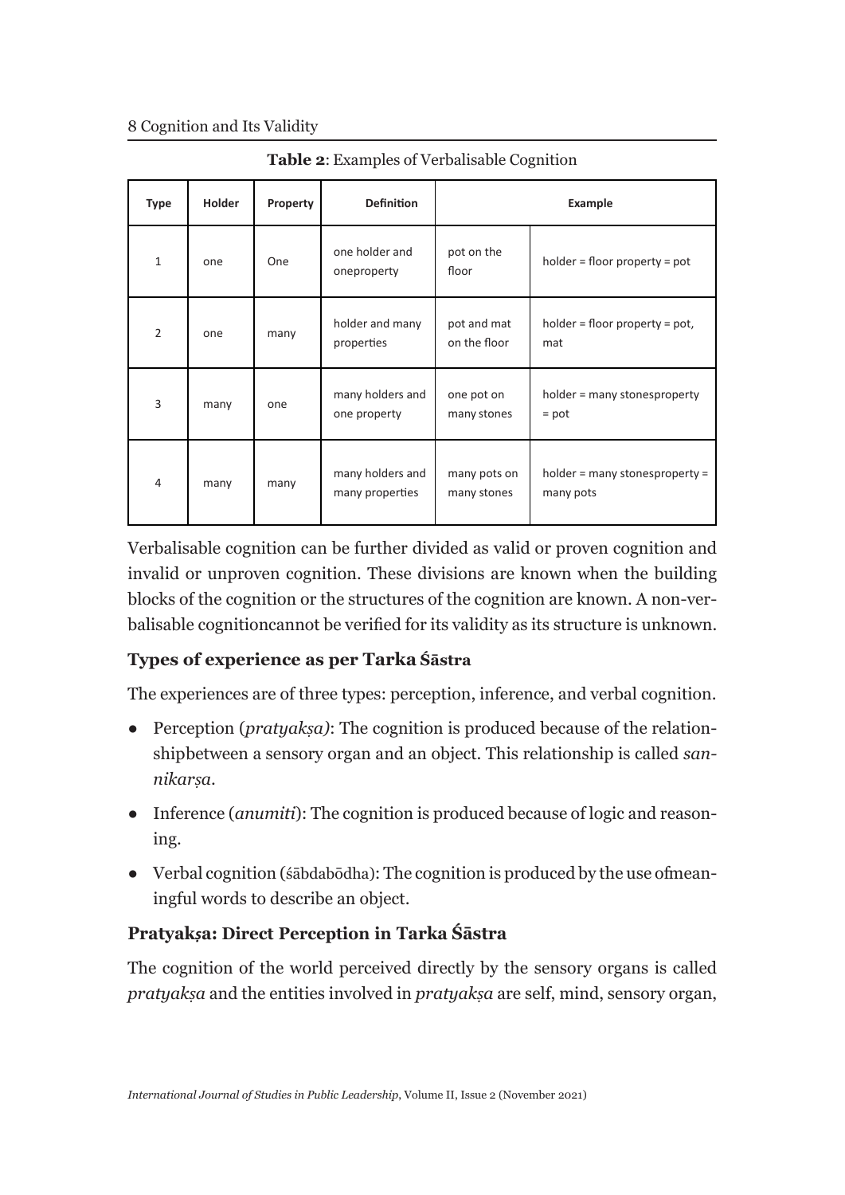**Table 2**: Examples of Verbalisable Cognition

| Type | Holder | Property | Definition | Example | |
|---|---|---|---|---|---|
| 1 | one | One | one holder and oneproperty | pot on the floor | holder = floor property = pot |
| 2 | one | many | holder and many properties | pot and mat on the floor | holder = floor property = pot, mat |
| 3 | many | one | many holders and one property | one pot on many stones | holder = many stonesproperty = pot |
| 4 | many | many | many holders and many properties | many pots on many stones | holder = many stonesproperty = many pots |

Verbalisable cognition can be further divided as valid or proven cognition and invalid or unproven cognition. These divisions are known when the building blocks of the cognition or the structures of the cognition are known. A non-verbalisable cognitioncannot be verified for its validity as its structure is unknown.

### Types of experience as per Tarka Śāstra

The experiences are of three types: perception, inference, and verbal cognition.

- Perception (*pratyakṣa)*: The cognition is produced because of the relationshipbetween a sensory organ and an object. This relationship is called *sannikarṣa*.
- Inference (*anumiti*): The cognition is produced because of logic and reasoning.
- Verbal cognition (śābdabōdha): The cognition is produced by the use ofmeaningful words to describe an object.

### Pratyakṣa: Direct Perception in Tarka Śāstra

The cognition of the world perceived directly by the sensory organs is called *pratyakṣa* and the entities involved in *pratyakṣa* are self, mind, sensory organ,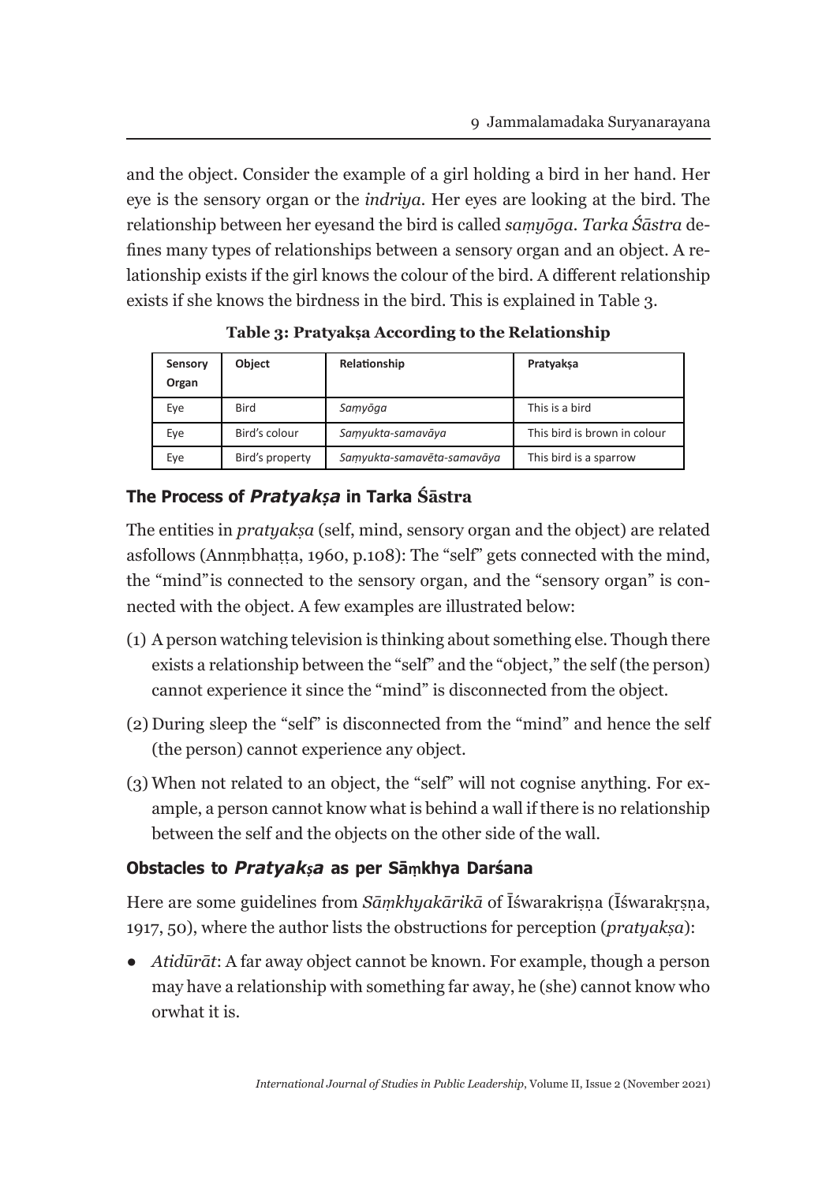and the object. Consider the example of a girl holding a bird in her hand. Her eye is the sensory organ or the *indriya*. Her eyes are looking at the bird. The relationship between her eyesand the bird is called *saṃyōga*. *Tarka Śāstra* defines many types of relationships between a sensory organ and an object. A relationship exists if the girl knows the colour of the bird. A different relationship exists if she knows the birdness in the bird. This is explained in Table 3.

**Table 3: Pratyakṣa According to the Relationship**

| Sensory Organ | Object | Relationship | Pratyakṣa |
|---|---|---|---|
| Eye | Bird | *Saṃyōga* | This is a bird |
| Eye | Bird's colour | *Saṃyukta-samavāya* | This bird is brown in colour |
| Eye | Bird's property | *Saṃyukta-samavēta-samavāya* | This bird is a sparrow |

### The Process of *Pratyakṣa* in Tarka Śāstra

The entities in *pratyakṣa* (self, mind, sensory organ and the object) are related asfollows (Annṃbhaṭṭa, 1960, p.108): The "self" gets connected with the mind, the "mind"is connected to the sensory organ, and the "sensory organ" is connected with the object. A few examples are illustrated below:

(1) A person watching television is thinking about something else. Though there exists a relationship between the "self" and the "object," the self (the person) cannot experience it since the "mind" is disconnected from the object.

(2) During sleep the "self" is disconnected from the "mind" and hence the self (the person) cannot experience any object.

(3) When not related to an object, the "self" will not cognise anything. For example, a person cannot know what is behind a wall if there is no relationship between the self and the objects on the other side of the wall.

### Obstacles to *Pratyakṣa* as per Sāṃkhya Darśana

Here are some guidelines from *Sāṃkhyakārikā* of Īśwarakriṣṇa (Īśwarakṛṣṇa, 1917, 50), where the author lists the obstructions for perception (*pratyakṣa*):

- *Atidūrāt*: A far away object cannot be known. For example, though a person may have a relationship with something far away, he (she) cannot know who orwhat it is.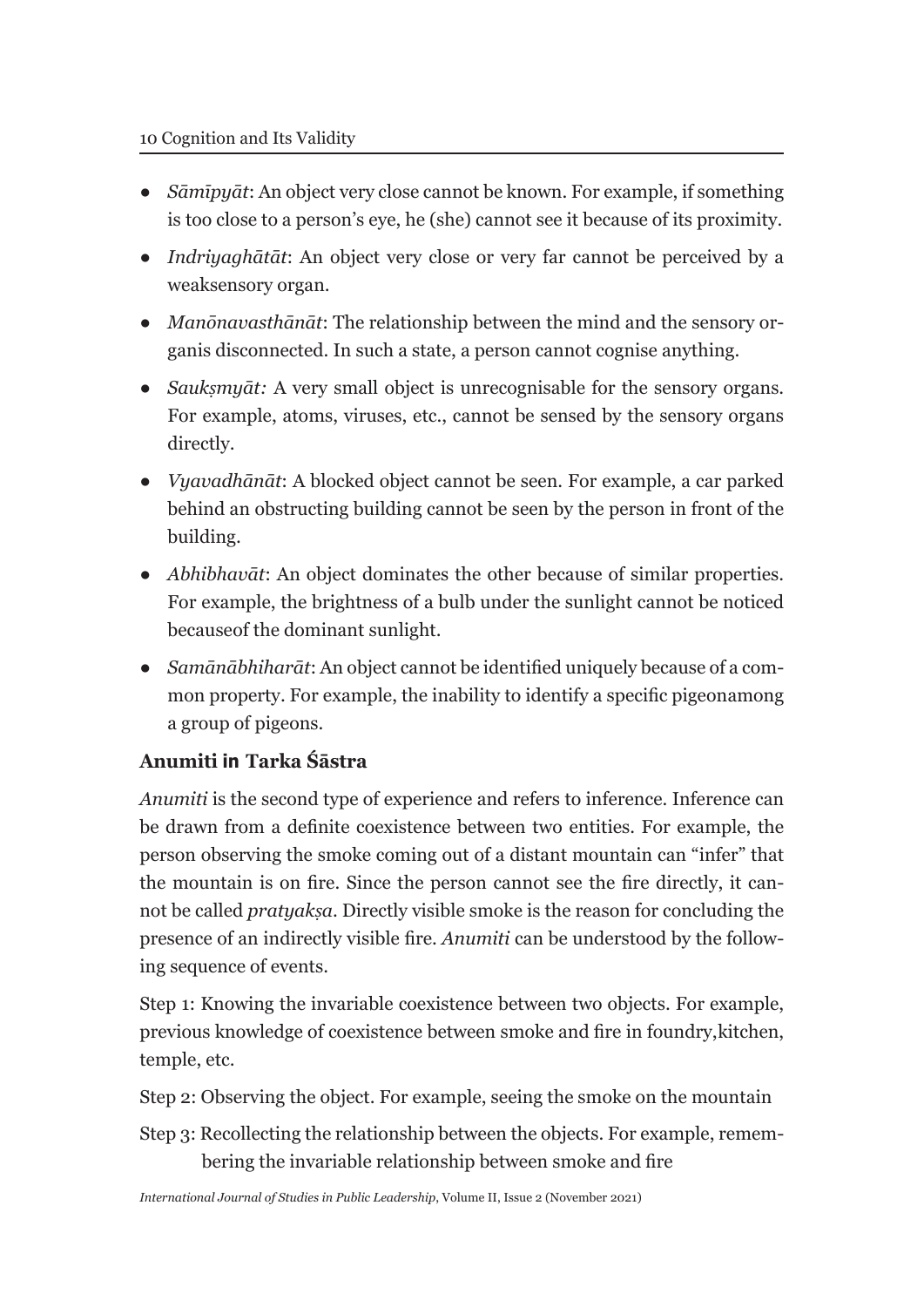- *Sāmīpyāt*: An object very close cannot be known. For example, if something is too close to a person's eye, he (she) cannot see it because of its proximity.
- *Indriyaghātāt*: An object very close or very far cannot be perceived by a weaksensory organ.
- *Manōnavasthānāt*: The relationship between the mind and the sensory organis disconnected. In such a state, a person cannot cognise anything.
- *Saukṣmyāt:* A very small object is unrecognisable for the sensory organs. For example, atoms, viruses, etc., cannot be sensed by the sensory organs directly.
- *Vyavadhānāt*: A blocked object cannot be seen. For example, a car parked behind an obstructing building cannot be seen by the person in front of the building.
- *Abhibhavāt*: An object dominates the other because of similar properties. For example, the brightness of a bulb under the sunlight cannot be noticed becauseof the dominant sunlight.
- *Samānābhiharāt*: An object cannot be identified uniquely because of a common property. For example, the inability to identify a specific pigeonamong a group of pigeons.

### Anumiti in Tarka Śāstra

*Anumiti* is the second type of experience and refers to inference. Inference can be drawn from a definite coexistence between two entities. For example, the person observing the smoke coming out of a distant mountain can "infer" that the mountain is on fire. Since the person cannot see the fire directly, it cannot be called *pratyakṣa*. Directly visible smoke is the reason for concluding the presence of an indirectly visible fire. *Anumiti* can be understood by the following sequence of events.

Step 1: Knowing the invariable coexistence between two objects. For example, previous knowledge of coexistence between smoke and fire in foundry,kitchen, temple, etc.

Step 2: Observing the object. For example, seeing the smoke on the mountain

Step 3: Recollecting the relationship between the objects. For example, remembering the invariable relationship between smoke and fire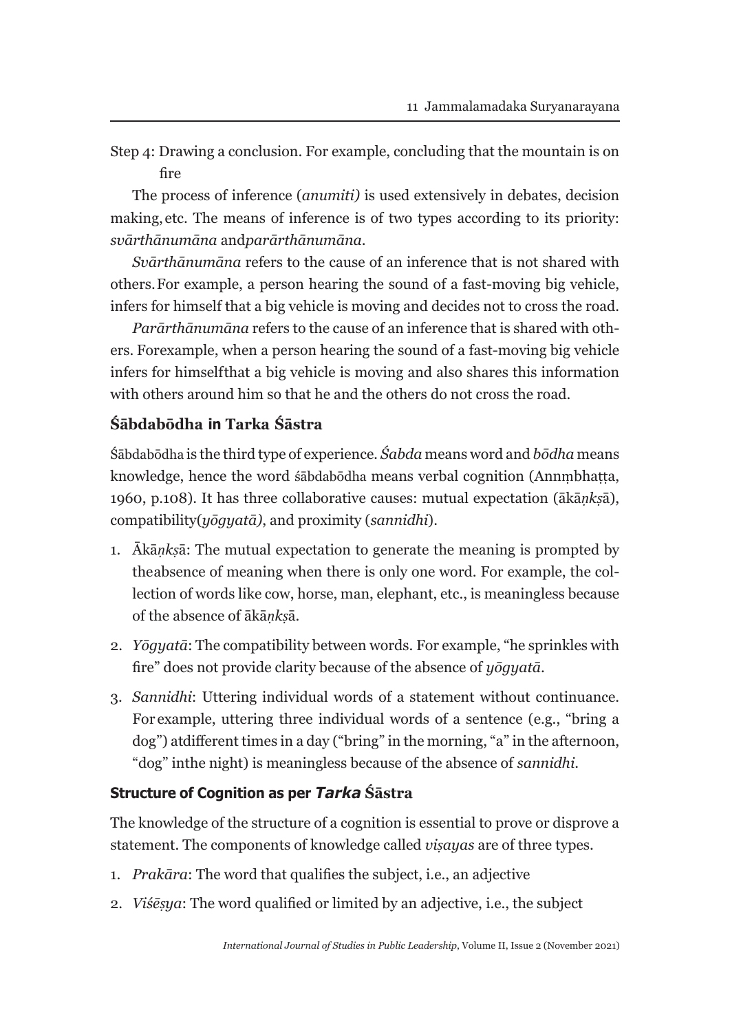Step 4: Drawing a conclusion. For example, concluding that the mountain is on fire

The process of inference (*anumiti)* is used extensively in debates, decision making, etc. The means of inference is of two types according to its priority: *svārthānumāna* and*parārthānumāna*.

*Svārthānumāna* refers to the cause of an inference that is not shared with others. For example, a person hearing the sound of a fast-moving big vehicle, infers for himself that a big vehicle is moving and decides not to cross the road.

*Parārthānumāna* refers to the cause of an inference that is shared with others. Forexample, when a person hearing the sound of a fast-moving big vehicle infers for himselfthat a big vehicle is moving and also shares this information with others around him so that he and the others do not cross the road.

## Śābdabōdha in Tarka Śāstra

Śābdabōdha is the third type of experience. *Śabda* means word and *bōdha* means knowledge, hence the word śābdabōdha means verbal cognition (Annṃbhaṭṭa, 1960, p.108). It has three collaborative causes: mutual expectation (ākāṇ*kṣ*ā), compatibility(*yōgyatā)*, and proximity (*sannidhi*).

1. Ākāṇ*kṣ*ā: The mutual expectation to generate the meaning is prompted by theabsence of meaning when there is only one word. For example, the collection of words like cow, horse, man, elephant, etc., is meaningless because of the absence of ākāṇ*kṣ*ā.
2. *Yōgyatā*: The compatibility between words. For example, "he sprinkles with fire" does not provide clarity because of the absence of *yōgyatā*.
3. *Sannidhi*: Uttering individual words of a statement without continuance. For example, uttering three individual words of a sentence (e.g., "bring a dog") atdifferent times in a day ("bring" in the morning, "a" in the afternoon, "dog" inthe night) is meaningless because of the absence of *sannidhi*.

## Structure of Cognition as per *Tarka* Śāstra

The knowledge of the structure of a cognition is essential to prove or disprove a statement. The components of knowledge called *viṣayas* are of three types.

1. *Prakāra*: The word that qualifies the subject, i.e., an adjective
2. *Viśēṣya*: The word qualified or limited by an adjective, i.e., the subject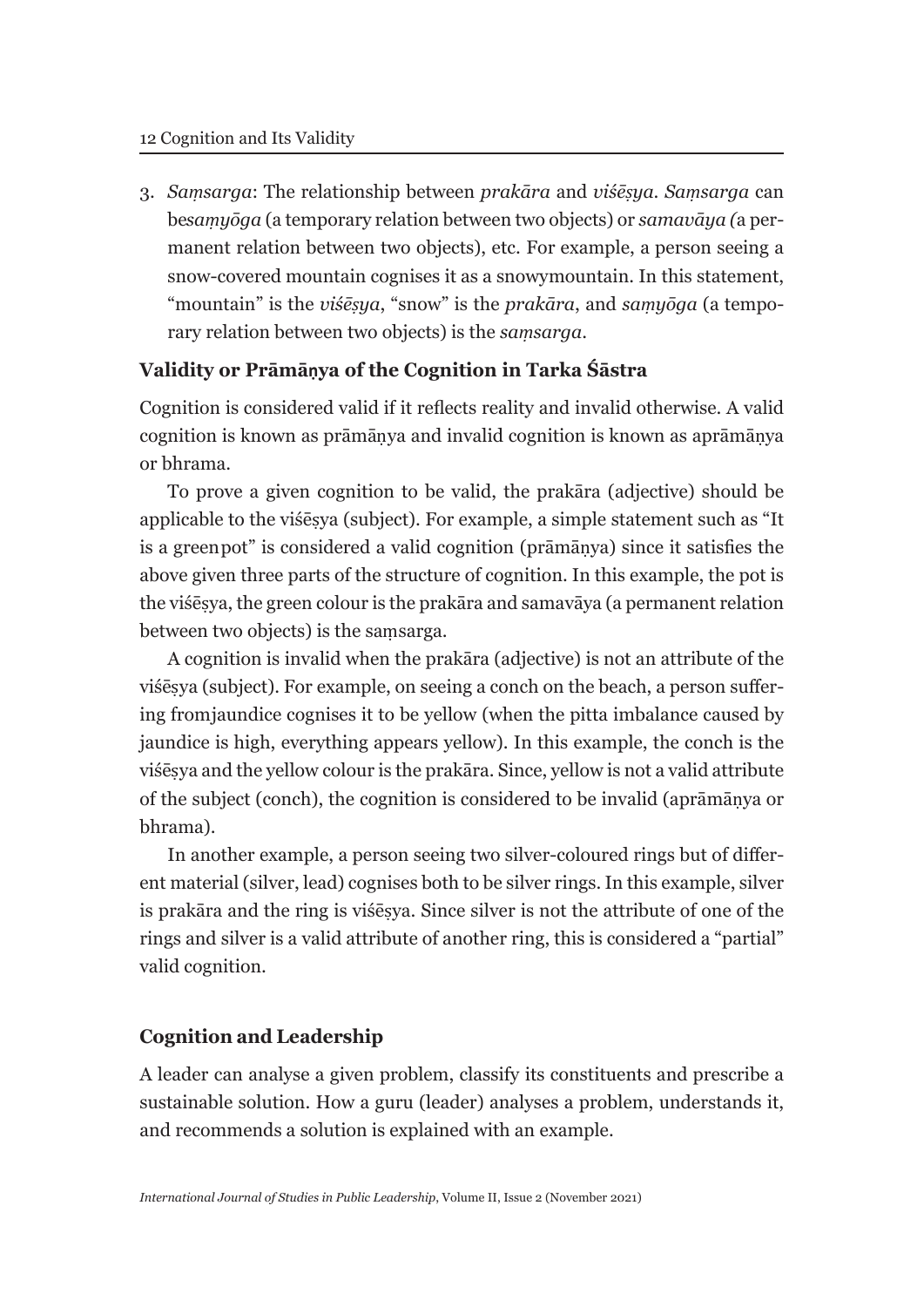3. *Saṃsarga*: The relationship between *prakāra* and *viśēṣya*. *Saṃsarga* can be*saṃyōga* (a temporary relation between two objects) or *samavāya (*a permanent relation between two objects), etc. For example, a person seeing a snow-covered mountain cognises it as a snowymountain. In this statement, "mountain" is the *viśēṣya*, "snow" is the *prakāra*, and *saṃyōga* (a temporary relation between two objects) is the *saṃsarga*.

## Validity or Prāmāṇya of the Cognition in Tarka Śāstra

Cognition is considered valid if it reflects reality and invalid otherwise. A valid cognition is known as prāmāṇya and invalid cognition is known as aprāmāṇya or bhrama.

To prove a given cognition to be valid, the prakāra (adjective) should be applicable to the viśēṣya (subject). For example, a simple statement such as "It is a greenpot" is considered a valid cognition (prāmāṇya) since it satisfies the above given three parts of the structure of cognition. In this example, the pot is the viśēṣya, the green colour is the prakāra and samavāya (a permanent relation between two objects) is the saṃsarga.

A cognition is invalid when the prakāra (adjective) is not an attribute of the viśēṣya (subject). For example, on seeing a conch on the beach, a person suffering fromjaundice cognises it to be yellow (when the pitta imbalance caused by jaundice is high, everything appears yellow). In this example, the conch is the viśēṣya and the yellow colour is the prakāra. Since, yellow is not a valid attribute of the subject (conch), the cognition is considered to be invalid (aprāmāṇya or bhrama).

In another example, a person seeing two silver-coloured rings but of different material (silver, lead) cognises both to be silver rings. In this example, silver is prakāra and the ring is viśēṣya. Since silver is not the attribute of one of the rings and silver is a valid attribute of another ring, this is considered a "partial" valid cognition.

## Cognition and Leadership

A leader can analyse a given problem, classify its constituents and prescribe a sustainable solution. How a guru (leader) analyses a problem, understands it, and recommends a solution is explained with an example.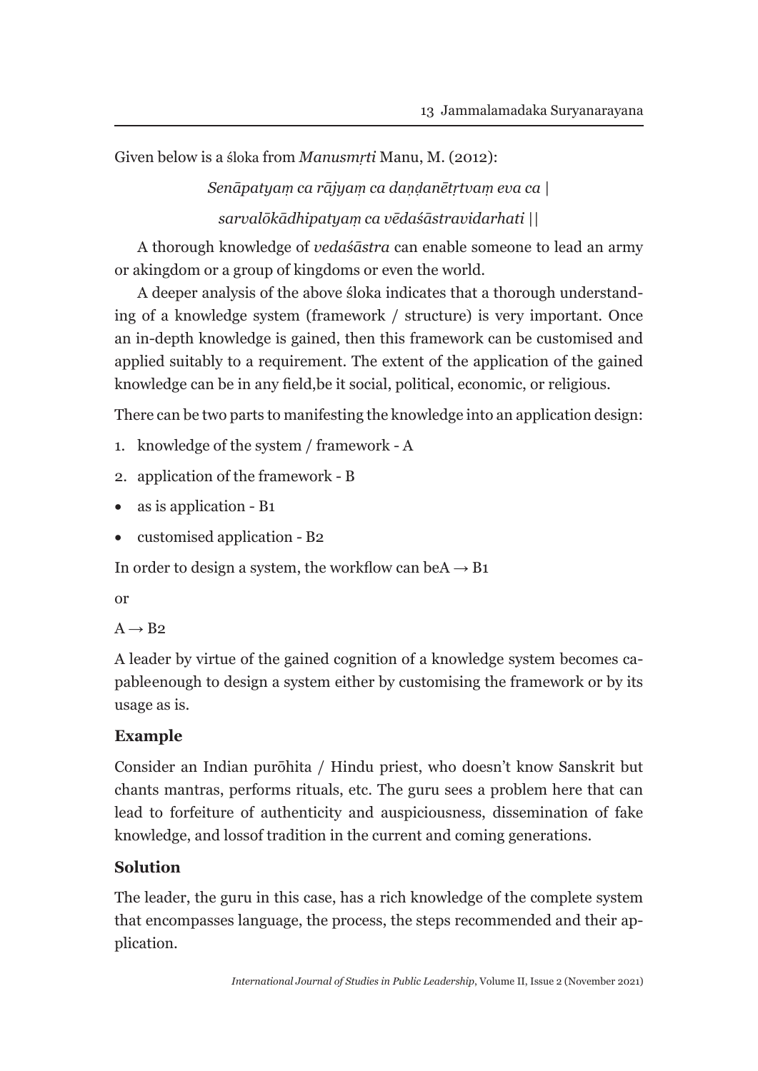Given below is a śloka from *Manusmṛti* Manu, M. (2012):

*Senāpatyaṃ ca rājyaṃ ca daṇḍanētṛtvaṃ eva ca |*

*sarvalōkādhipatyaṃ ca vēdaśāstravidarhati ||*

A thorough knowledge of *vedaśāstra* can enable someone to lead an army or akingdom or a group of kingdoms or even the world.

A deeper analysis of the above śloka indicates that a thorough understanding of a knowledge system (framework / structure) is very important. Once an in-depth knowledge is gained, then this framework can be customised and applied suitably to a requirement. The extent of the application of the gained knowledge can be in any field,be it social, political, economic, or religious.

There can be two parts to manifesting the knowledge into an application design:

1. knowledge of the system / framework - A
2. application of the framework - B

- as is application - B1
- customised application - B2

In order to design a system, the workflow can beA → B1

or

A → B2

A leader by virtue of the gained cognition of a knowledge system becomes capableenough to design a system either by customising the framework or by its usage as is.

### Example

Consider an Indian purōhita / Hindu priest, who doesn't know Sanskrit but chants mantras, performs rituals, etc. The guru sees a problem here that can lead to forfeiture of authenticity and auspiciousness, dissemination of fake knowledge, and lossof tradition in the current and coming generations.

### Solution

The leader, the guru in this case, has a rich knowledge of the complete system that encompasses language, the process, the steps recommended and their application.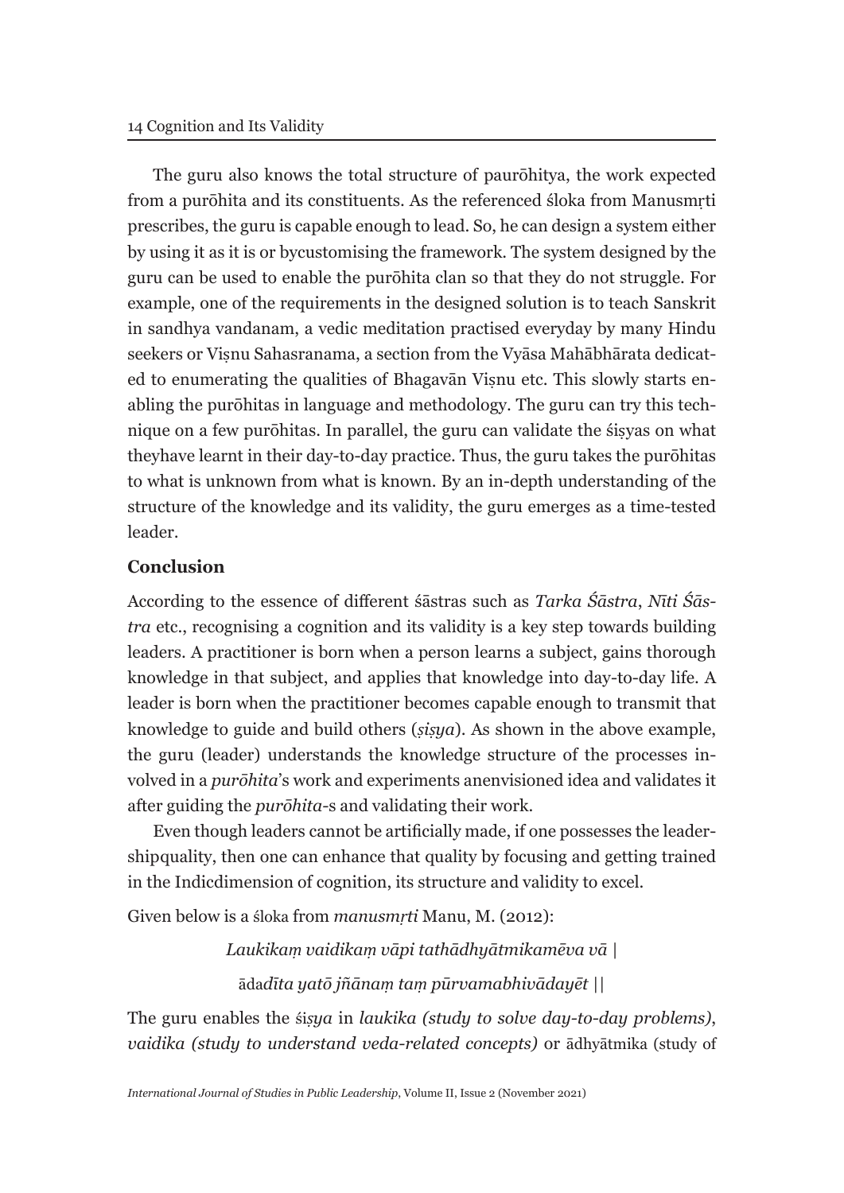The guru also knows the total structure of paurōhitya, the work expected from a purōhita and its constituents. As the referenced śloka from Manusmṛti prescribes, the guru is capable enough to lead. So, he can design a system either by using it as it is or bycustomising the framework. The system designed by the guru can be used to enable the purōhita clan so that they do not struggle. For example, one of the requirements in the designed solution is to teach Sanskrit in sandhya vandanam, a vedic meditation practised everyday by many Hindu seekers or Viṣnu Sahasranama, a section from the Vyāsa Mahābhārata dedicated to enumerating the qualities of Bhagavān Viṣnu etc. This slowly starts enabling the purōhitas in language and methodology. The guru can try this technique on a few purōhitas. In parallel, the guru can validate the śiṣyas on what theyhave learnt in their day-to-day practice. Thus, the guru takes the purōhitas to what is unknown from what is known. By an in-depth understanding of the structure of the knowledge and its validity, the guru emerges as a time-tested leader.

## Conclusion

According to the essence of different śāstras such as *Tarka Śāstra*, *Nīti Śāstra* etc., recognising a cognition and its validity is a key step towards building leaders. A practitioner is born when a person learns a subject, gains thorough knowledge in that subject, and applies that knowledge into day-to-day life. A leader is born when the practitioner becomes capable enough to transmit that knowledge to guide and build others (*ṣiṣya*). As shown in the above example, the guru (leader) understands the knowledge structure of the processes involved in a *purōhita*'s work and experiments anenvisioned idea and validates it after guiding the *purōhita*-s and validating their work.

Even though leaders cannot be artificially made, if one possesses the leadershipquality, then one can enhance that quality by focusing and getting trained in the Indicdimension of cognition, its structure and validity to excel.

Given below is a śloka from *manusmṛti* Manu, M. (2012):

*Laukikaṃ vaidikaṃ vāpi tathādhyātmikamēva vā |*

āda*dīta yatō jñānaṃ taṃ pūrvamabhivādayēt ||*

The guru enables the śi*ṣya* in *laukika (study to solve day-to-day problems)*, *vaidika (study to understand veda-related concepts)* or ādhyātmika (study of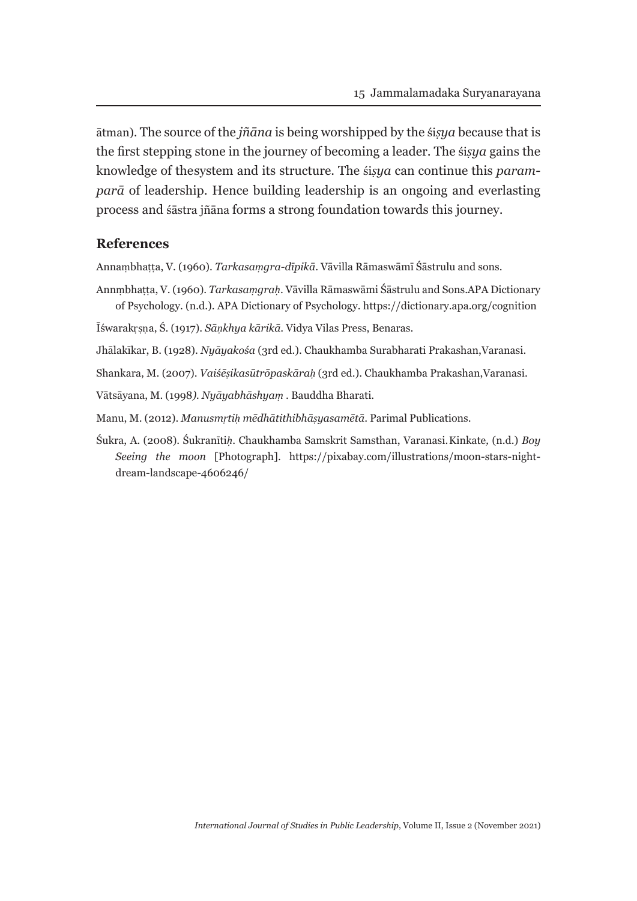ātman). The source of the *jñāna* is being worshipped by the śi*ṣya* because that is the first stepping stone in the journey of becoming a leader. The śi*ṣya* gains the knowledge of thesystem and its structure. The śi*ṣya* can continue this *paramparā* of leadership. Hence building leadership is an ongoing and everlasting process and śāstra jñāna forms a strong foundation towards this journey.

## References

Annaṃbhaṭṭa, V. (1960). *Tarkasaṃgra-dīpikā*. Vāvilla Rāmaswāmī Śāstrulu and sons.

Annṃbhaṭṭa, V. (1960). *Tarkasaṃgraḥ*. Vāvilla Rāmaswāmi Śāstrulu and Sons.APA Dictionary of Psychology. (n.d.). APA Dictionary of Psychology. https://dictionary.apa.org/cognition

Īśwarakṛṣṇa, Ś. (1917). *Sāṇkhya kārikā*. Vidya Vilas Press, Benaras.

Jhālakīkar, B. (1928). *Nyāyakośa* (3rd ed.). Chaukhamba Surabharati Prakashan,Varanasi.

Shankara, M. (2007). *Vaiśēṣikasūtrōpaskāraḥ* (3rd ed.). Chaukhamba Prakashan,Varanasi.

Vātsāyana, M. (1998*). Nyāyabhāshyaṃ* . Bauddha Bharati.

Manu, M. (2012). *Manusmṛtiḥ mēdhātithibhāṣyasamētā*. Parimal Publications.

Śukra, A. (2008). Śukranīti*ḥ*. Chaukhamba Samskrit Samsthan, Varanasi. Kinkate*,* (n.d.) *Boy Seeing the moon* [Photograph]. https://pixabay.com/illustrations/moon-stars-night-dream-landscape-4606246/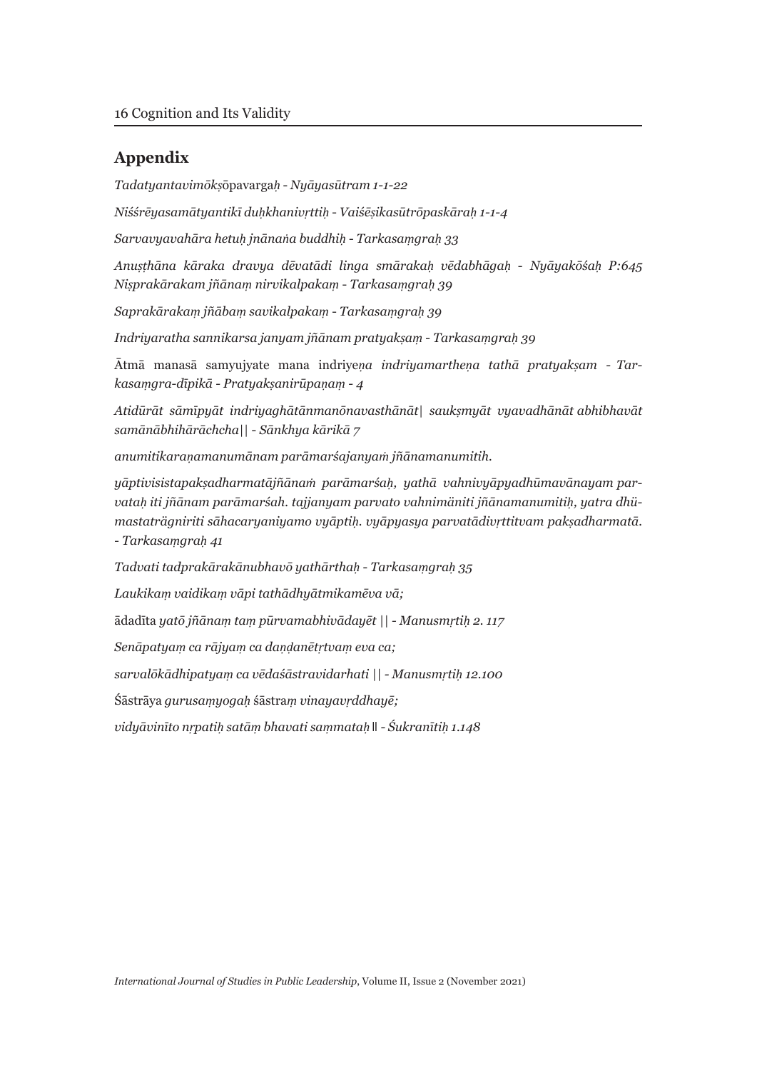## Appendix

*Tadatyantavimōkṣ*ōpavarga*ḥ - Nyāyasūtram 1-1-22*

*Niśśrēyasamātyantikī duḥkhanivṛttiḥ - Vaiśēṣikasūtrōpaskāraḥ 1-1-4*

*Sarvavyavahāra hetuḥ jnānaṅa buddhiḥ - Tarkasaṃgraḥ 33*

*Anuṣṭhāna kāraka dravya dēvatādi linga smārakaḥ vēdabhāgaḥ - Nyāyakōśaḥ P:645*

*Niṣprākārakam jñānaṃ nirvikalpakaṃ - Tarkasaṃgraḥ 39*

*Saprakārakaṃ jñābaṃ savikalpakaṃ - Tarkasaṃgraḥ 39*

*Indriyaratha sannikarsa janyam jñānam pratyakṣaṃ - Tarkasaṃgraḥ 39*

Ātmā manasā samyujyate mana indriye*ṇa indriyamartheṇa tathā pratyakṣam - Tarkasaṃgra-dīpikā - Pratyakṣanirūpaṇaṃ - 4*

*Atidūrāt sāmīpyāt indriyaghātānmanōnavasthānāt| saukṣmyāt vyavadhānāt abhibhavāt samānābhihārāchcha|| - Sānkhya kārikā 7*

*anumitikaraṇamanumānam parāmarśajanyaṁ jñānamanumitih.*

*yāptivisistapakṣadharmatājñānaṁ parāmarśaḥ, yathā vahnivyāpyadhūmavānayam parvataḥ iti jñānam parāmarśah. tajjanyam parvato vahnimāniti jñānamanumitiḥ, yatra dhūmastatrāgniriti sāhacaryaniyamo vyāptiḥ. vyāpyasya parvatādivṛttitvam pakṣadharmatā. - Tarkasaṃgraḥ 41*

*Tadvati tadprakārakānubhavō yathārthaḥ - Tarkasaṃgraḥ 35*

*Laukikaṃ vaidikaṃ vāpi tathādhyātmikamēva vā;*

ādadīta *yatō jñānaṃ taṃ pūrvamabhivādayēt || - Manusmṛtiḥ 2. 117*

*Senāpatyaṃ ca rājyaṃ ca daṇḍanētṛtvaṃ eva ca;*

*sarvalōkādhipatyaṃ ca vēdaśāstravidarhati || - Manusmṛtiḥ 12.100*

Śāstrāya *gurusaṃyogaḥ* śāstra*ṃ vinayavṛddhayē;*

*vidyāvinīto nṛpatiḥ satāṃ bhavati saṃmataḥ॥ - Śukranītiḥ 1.148*